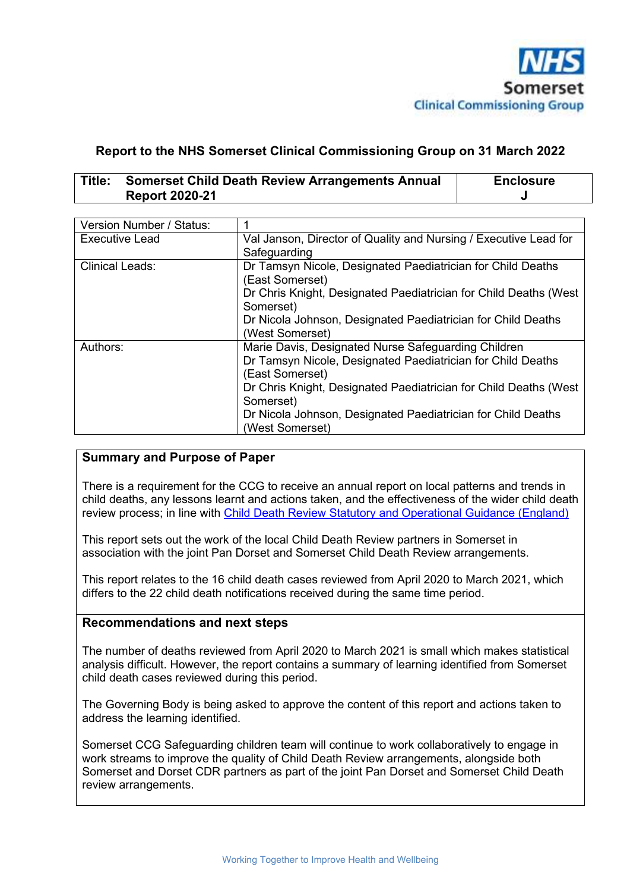NHS Somerset Clinical Commissioning Group

**Report to the NHS Somerset Clinical Commissioning Group on 31 March 2022**

| **Title: Somerset Child Death Review Arrangements Annual Report 2020-21** | **Enclosure J** |
|---|---|

| | |
|---|---|
| Version Number / Status: | 1 |
| Executive Lead | Val Janson, Director of Quality and Nursing / Executive Lead for Safeguarding |
| Clinical Leads: | Dr Tamsyn Nicole, Designated Paediatrician for Child Deaths (East Somerset)<br>Dr Chris Knight, Designated Paediatrician for Child Deaths (West Somerset)<br>Dr Nicola Johnson, Designated Paediatrician for Child Deaths (West Somerset) |
| Authors: | Marie Davis, Designated Nurse Safeguarding Children<br>Dr Tamsyn Nicole, Designated Paediatrician for Child Deaths (East Somerset)<br>Dr Chris Knight, Designated Paediatrician for Child Deaths (West Somerset)<br>Dr Nicola Johnson, Designated Paediatrician for Child Deaths (West Somerset) |

## Summary and Purpose of Paper

There is a requirement for the CCG to receive an annual report on local patterns and trends in child deaths, any lessons learnt and actions taken, and the effectiveness of the wider child death review process; in line with Child Death Review Statutory and Operational Guidance (England)

This report sets out the work of the local Child Death Review partners in Somerset in association with the joint Pan Dorset and Somerset Child Death Review arrangements.

This report relates to the 16 child death cases reviewed from April 2020 to March 2021, which differs to the 22 child death notifications received during the same time period.

## Recommendations and next steps

The number of deaths reviewed from April 2020 to March 2021 is small which makes statistical analysis difficult. However, the report contains a summary of learning identified from Somerset child death cases reviewed during this period.

The Governing Body is being asked to approve the content of this report and actions taken to address the learning identified.

Somerset CCG Safeguarding children team will continue to work collaboratively to engage in work streams to improve the quality of Child Death Review arrangements, alongside both Somerset and Dorset CDR partners as part of the joint Pan Dorset and Somerset Child Death review arrangements.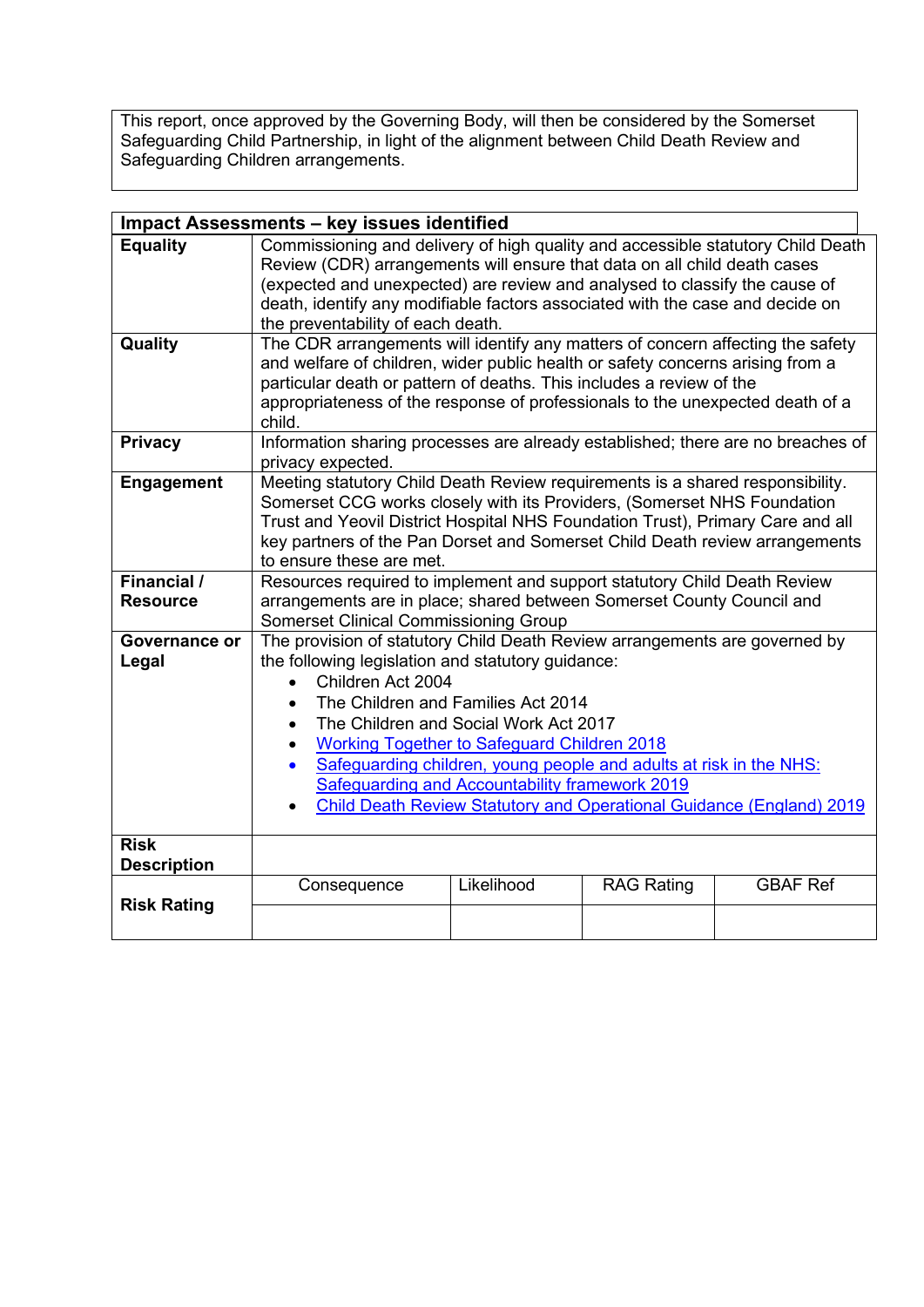This report, once approved by the Governing Body, will then be considered by the Somerset Safeguarding Child Partnership, in light of the alignment between Child Death Review and Safeguarding Children arrangements.

| **Impact Assessments – key issues identified** | | | | |
|---|---|---|---|---|
| **Equality** | Commissioning and delivery of high quality and accessible statutory Child Death Review (CDR) arrangements will ensure that data on all child death cases (expected and unexpected) are review and analysed to classify the cause of death, identify any modifiable factors associated with the case and decide on the preventability of each death. | | | |
| **Quality** | The CDR arrangements will identify any matters of concern affecting the safety and welfare of children, wider public health or safety concerns arising from a particular death or pattern of deaths. This includes a review of the appropriateness of the response of professionals to the unexpected death of a child. | | | |
| **Privacy** | Information sharing processes are already established; there are no breaches of privacy expected. | | | |
| **Engagement** | Meeting statutory Child Death Review requirements is a shared responsibility. Somerset CCG works closely with its Providers, (Somerset NHS Foundation Trust and Yeovil District Hospital NHS Foundation Trust), Primary Care and all key partners of the Pan Dorset and Somerset Child Death review arrangements to ensure these are met. | | | |
| **Financial / Resource** | Resources required to implement and support statutory Child Death Review arrangements are in place; shared between Somerset County Council and Somerset Clinical Commissioning Group | | | |
| **Governance or Legal** | The provision of statutory Child Death Review arrangements are governed by the following legislation and statutory guidance:<br>• Children Act 2004<br>• The Children and Families Act 2014<br>• The Children and Social Work Act 2017<br>• Working Together to Safeguard Children 2018<br>• Safeguarding children, young people and adults at risk in the NHS: Safeguarding and Accountability framework 2019<br>• Child Death Review Statutory and Operational Guidance (England) 2019 | | | |
| **Risk Description** | | | | |
| **Risk Rating** | Consequence | Likelihood | RAG Rating | GBAF Ref |
| | | | | |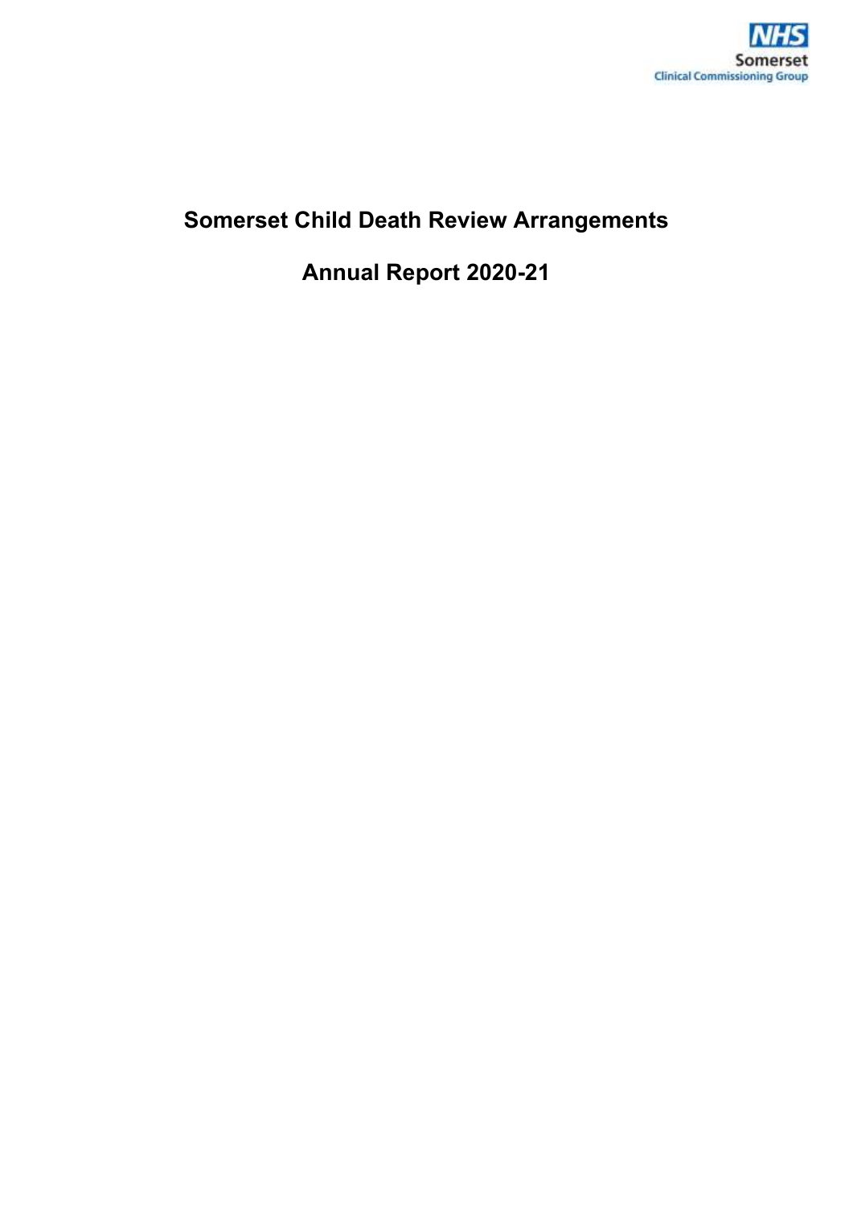NHS Somerset Clinical Commissioning Group

# Somerset Child Death Review Arrangements

# Annual Report 2020-21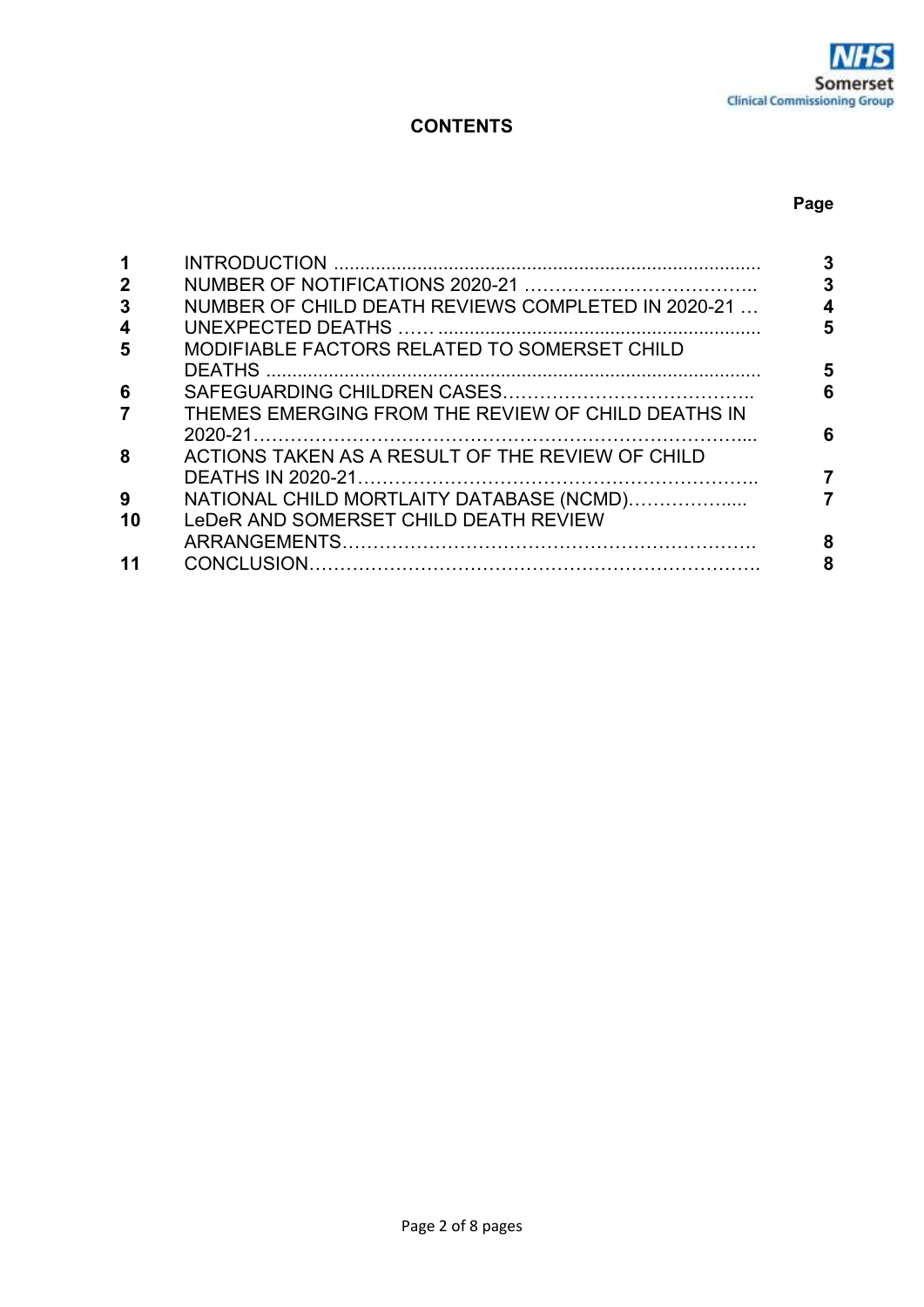## CONTENTS

| | | Page |
|---|---|---|
| 1 | INTRODUCTION | 3 |
| 2 | NUMBER OF NOTIFICATIONS 2020-21 | 3 |
| 3 | NUMBER OF CHILD DEATH REVIEWS COMPLETED IN 2020-21 | 4 |
| 4 | UNEXPECTED DEATHS | 5 |
| 5 | MODIFIABLE FACTORS RELATED TO SOMERSET CHILD DEATHS | 5 |
| 6 | SAFEGUARDING CHILDREN CASES | 6 |
| 7 | THEMES EMERGING FROM THE REVIEW OF CHILD DEATHS IN 2020-21 | 6 |
| 8 | ACTIONS TAKEN AS A RESULT OF THE REVIEW OF CHILD DEATHS IN 2020-21 | 7 |
| 9 | NATIONAL CHILD MORTLAITY DATABASE (NCMD) | 7 |
| 10 | LeDeR AND SOMERSET CHILD DEATH REVIEW ARRANGEMENTS | 8 |
| 11 | CONCLUSION | 8 |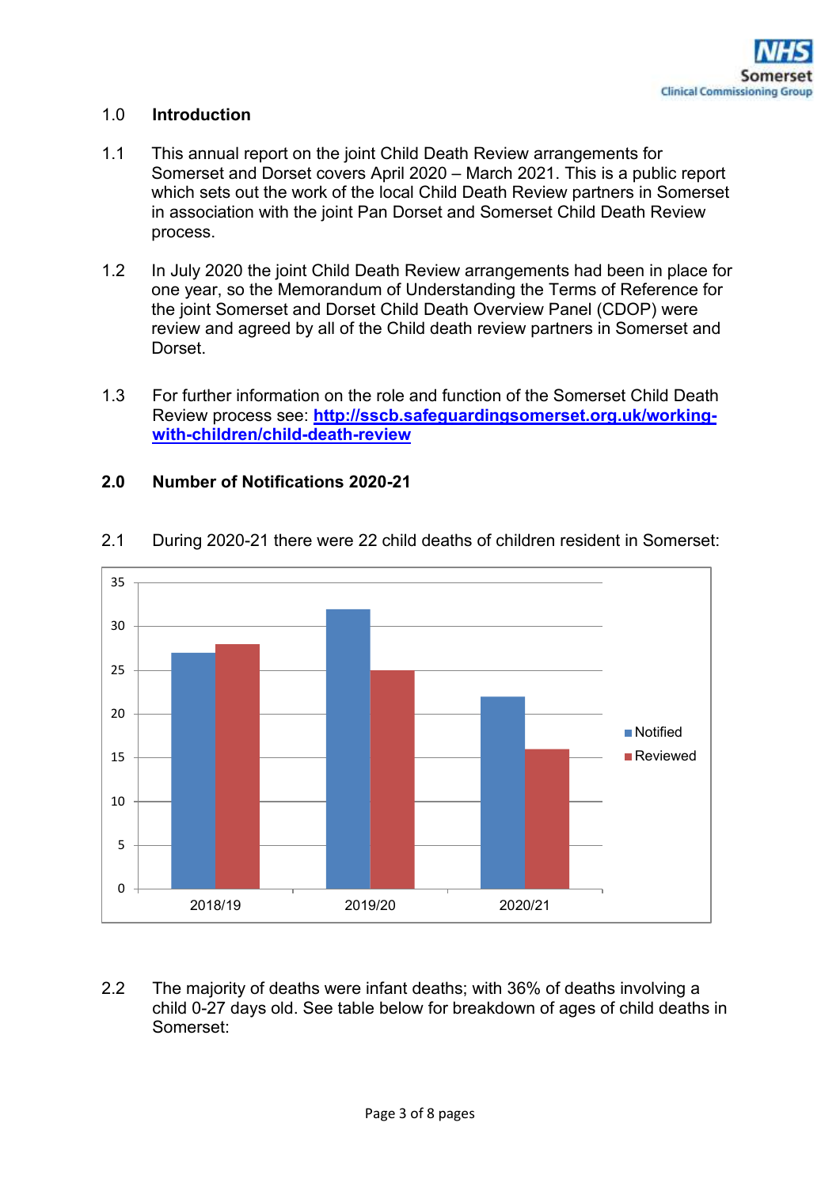## 1.0 Introduction

1.1 This annual report on the joint Child Death Review arrangements for Somerset and Dorset covers April 2020 – March 2021. This is a public report which sets out the work of the local Child Death Review partners in Somerset in association with the joint Pan Dorset and Somerset Child Death Review process.

1.2 In July 2020 the joint Child Death Review arrangements had been in place for one year, so the Memorandum of Understanding the Terms of Reference for the joint Somerset and Dorset Child Death Overview Panel (CDOP) were review and agreed by all of the Child death review partners in Somerset and Dorset.

1.3 For further information on the role and function of the Somerset Child Death Review process see: **[http://sscb.safeguardingsomerset.org.uk/working-with-children/child-death-review](http://sscb.safeguardingsomerset.org.uk/working-with-children/child-death-review)**

## 2.0 Number of Notifications 2020-21

2.1 During 2020-21 there were 22 child deaths of children resident in Somerset:

| | Notified | Reviewed |
|---|---|---|
| 2018/19 | 27 | 28 |
| 2019/20 | 32 | 25 |
| 2020/21 | 22 | 16 |

2.2 The majority of deaths were infant deaths; with 36% of deaths involving a child 0-27 days old. See table below for breakdown of ages of child deaths in Somerset: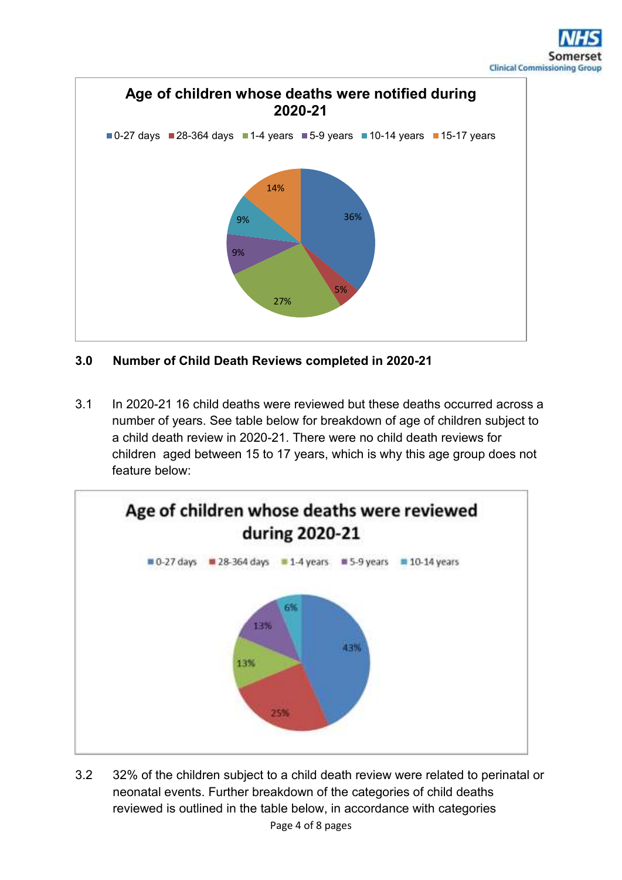**Age of children whose deaths were notified during 2020-21**

| Age group | Percentage |
|---|---|
| 0-27 days | 36% |
| 28-364 days | 5% |
| 1-4 years | 27% |
| 5-9 years | 9% |
| 10-14 years | 9% |
| 15-17 years | 14% |

## 3.0 Number of Child Death Reviews completed in 2020-21

3.1 In 2020-21 16 child deaths were reviewed but these deaths occurred across a number of years. See table below for breakdown of age of children subject to a child death review in 2020-21. There were no child death reviews for children aged between 15 to 17 years, which is why this age group does not feature below:

**Age of children whose deaths were reviewed during 2020-21**

| Age group | Percentage |
|---|---|
| 0-27 days | 43% |
| 28-364 days | 25% |
| 1-4 years | 13% |
| 5-9 years | 13% |
| 10-14 years | 6% |

3.2 32% of the children subject to a child death review were related to perinatal or neonatal events. Further breakdown of the categories of child deaths reviewed is outlined in the table below, in accordance with categories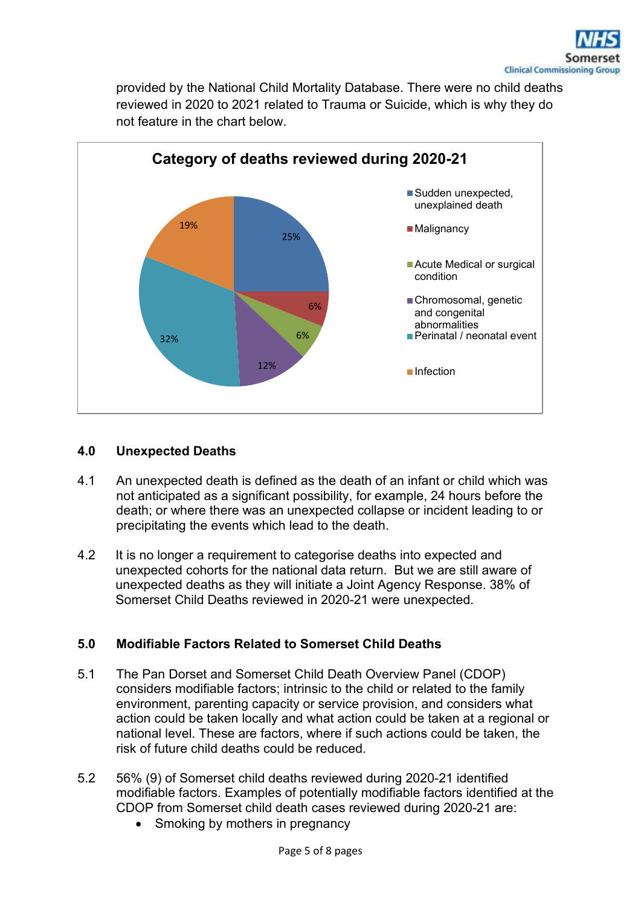provided by the National Child Mortality Database. There were no child deaths reviewed in 2020 to 2021 related to Trauma or Suicide, which is why they do not feature in the chart below.

**Category of deaths reviewed during 2020-21**

| Category | Percentage |
|---|---|
| Sudden unexpected, unexplained death | 25% |
| Malignancy | 6% |
| Acute Medical or surgical condition | 6% |
| Chromosomal, genetic and congenital abnormalities | 12% |
| Perinatal / neonatal event | 32% |
| Infection | 19% |

## 4.0 Unexpected Deaths

4.1 An unexpected death is defined as the death of an infant or child which was not anticipated as a significant possibility, for example, 24 hours before the death; or where there was an unexpected collapse or incident leading to or precipitating the events which lead to the death.

4.2 It is no longer a requirement to categorise deaths into expected and unexpected cohorts for the national data return. But we are still aware of unexpected deaths as they will initiate a Joint Agency Response. 38% of Somerset Child Deaths reviewed in 2020-21 were unexpected.

## 5.0 Modifiable Factors Related to Somerset Child Deaths

5.1 The Pan Dorset and Somerset Child Death Overview Panel (CDOP) considers modifiable factors; intrinsic to the child or related to the family environment, parenting capacity or service provision, and considers what action could be taken locally and what action could be taken at a regional or national level. These are factors, where if such actions could be taken, the risk of future child deaths could be reduced.

5.2 56% (9) of Somerset child deaths reviewed during 2020-21 identified modifiable factors. Examples of potentially modifiable factors identified at the CDOP from Somerset child death cases reviewed during 2020-21 are:

- Smoking by mothers in pregnancy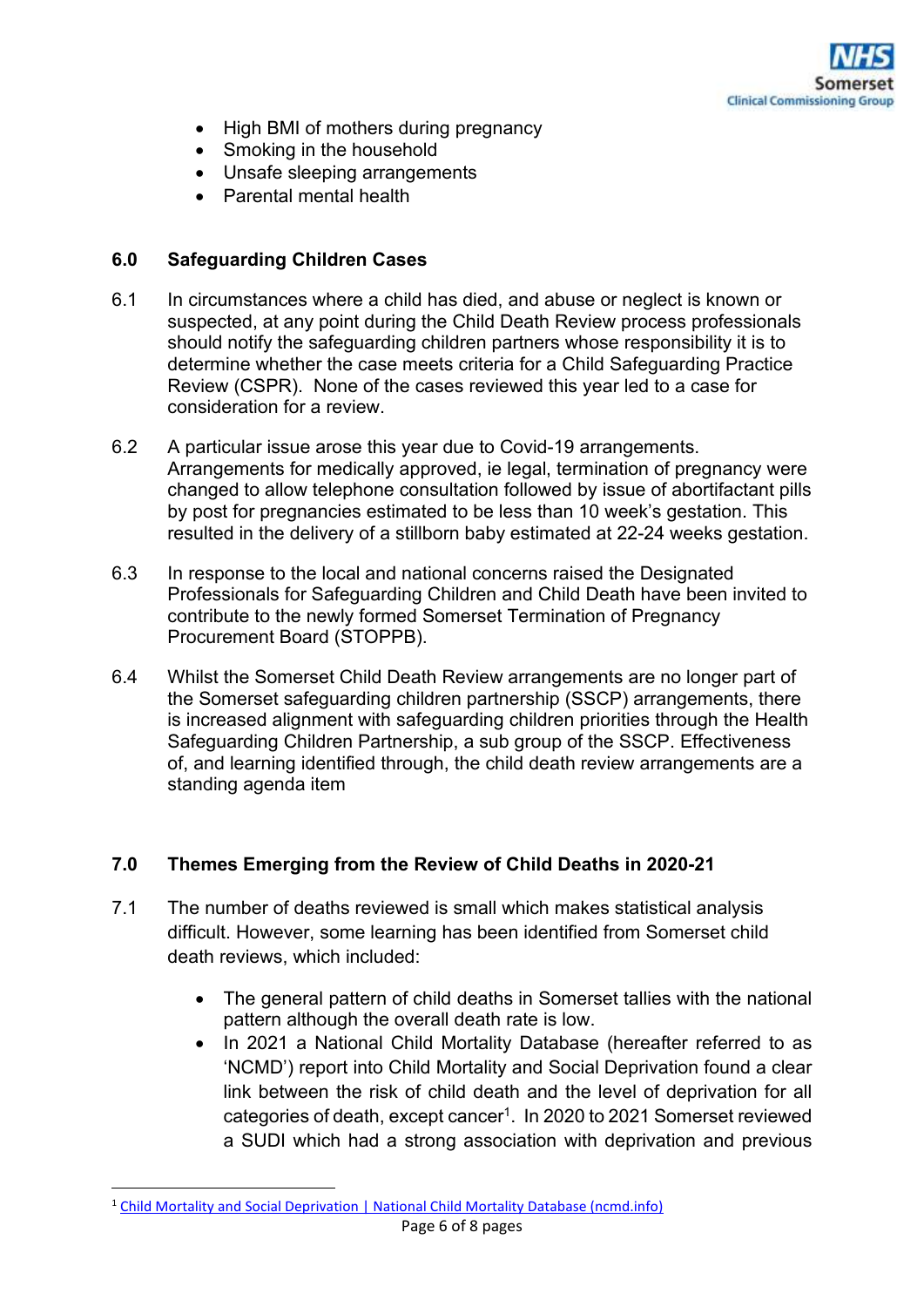- High BMI of mothers during pregnancy
- Smoking in the household
- Unsafe sleeping arrangements
- Parental mental health

## 6.0 Safeguarding Children Cases

6.1 In circumstances where a child has died, and abuse or neglect is known or suspected, at any point during the Child Death Review process professionals should notify the safeguarding children partners whose responsibility it is to determine whether the case meets criteria for a Child Safeguarding Practice Review (CSPR). None of the cases reviewed this year led to a case for consideration for a review.

6.2 A particular issue arose this year due to Covid-19 arrangements. Arrangements for medically approved, ie legal, termination of pregnancy were changed to allow telephone consultation followed by issue of abortifactant pills by post for pregnancies estimated to be less than 10 week's gestation. This resulted in the delivery of a stillborn baby estimated at 22-24 weeks gestation.

6.3 In response to the local and national concerns raised the Designated Professionals for Safeguarding Children and Child Death have been invited to contribute to the newly formed Somerset Termination of Pregnancy Procurement Board (STOPPB).

6.4 Whilst the Somerset Child Death Review arrangements are no longer part of the Somerset safeguarding children partnership (SSCP) arrangements, there is increased alignment with safeguarding children priorities through the Health Safeguarding Children Partnership, a sub group of the SSCP. Effectiveness of, and learning identified through, the child death review arrangements are a standing agenda item

## 7.0 Themes Emerging from the Review of Child Deaths in 2020-21

7.1 The number of deaths reviewed is small which makes statistical analysis difficult. However, some learning has been identified from Somerset child death reviews, which included:

- The general pattern of child deaths in Somerset tallies with the national pattern although the overall death rate is low.
- In 2021 a National Child Mortality Database (hereafter referred to as 'NCMD') report into Child Mortality and Social Deprivation found a clear link between the risk of child death and the level of deprivation for all categories of death, except cancer[1]. In 2020 to 2021 Somerset reviewed a SUDI which had a strong association with deprivation and previous

[1] Child Mortality and Social Deprivation | National Child Mortality Database (ncmd.info)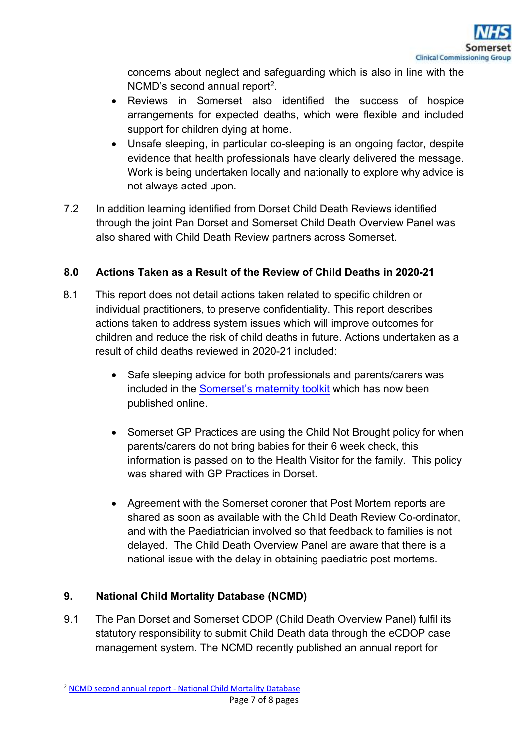concerns about neglect and safeguarding which is also in line with the NCMD's second annual report[2].

- Reviews in Somerset also identified the success of hospice arrangements for expected deaths, which were flexible and included support for children dying at home.
- Unsafe sleeping, in particular co-sleeping is an ongoing factor, despite evidence that health professionals have clearly delivered the message. Work is being undertaken locally and nationally to explore why advice is not always acted upon.

7.2 In addition learning identified from Dorset Child Death Reviews identified through the joint Pan Dorset and Somerset Child Death Overview Panel was also shared with Child Death Review partners across Somerset.

## 8.0 Actions Taken as a Result of the Review of Child Deaths in 2020-21

8.1 This report does not detail actions taken related to specific children or individual practitioners, to preserve confidentiality. This report describes actions taken to address system issues which will improve outcomes for children and reduce the risk of child deaths in future. Actions undertaken as a result of child deaths reviewed in 2020-21 included:

- Safe sleeping advice for both professionals and parents/carers was included in the Somerset's maternity toolkit which has now been published online.

- Somerset GP Practices are using the Child Not Brought policy for when parents/carers do not bring babies for their 6 week check, this information is passed on to the Health Visitor for the family. This policy was shared with GP Practices in Dorset.

- Agreement with the Somerset coroner that Post Mortem reports are shared as soon as available with the Child Death Review Co-ordinator, and with the Paediatrician involved so that feedback to families is not delayed. The Child Death Overview Panel are aware that there is a national issue with the delay in obtaining paediatric post mortems.

## 9. National Child Mortality Database (NCMD)

9.1 The Pan Dorset and Somerset CDOP (Child Death Overview Panel) fulfil its statutory responsibility to submit Child Death data through the eCDOP case management system. The NCMD recently published an annual report for

[2] NCMD second annual report - National Child Mortality Database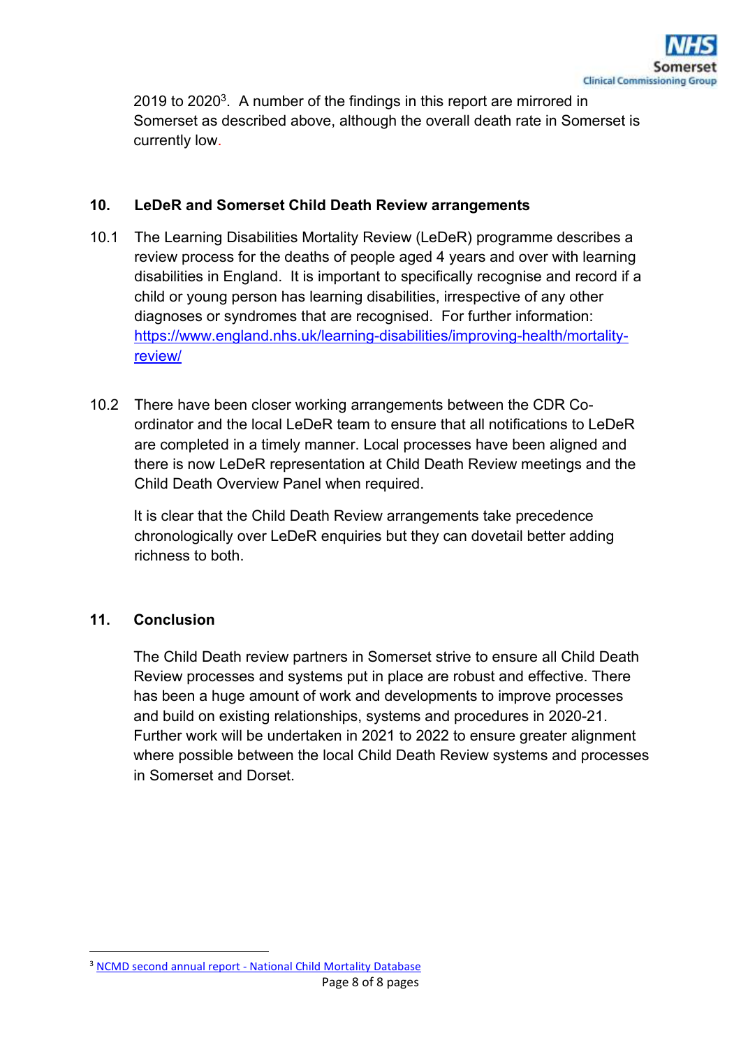2019 to 2020[3]. A number of the findings in this report are mirrored in Somerset as described above, although the overall death rate in Somerset is currently low.

## 10. LeDeR and Somerset Child Death Review arrangements

10.1 The Learning Disabilities Mortality Review (LeDeR) programme describes a review process for the deaths of people aged 4 years and over with learning disabilities in England. It is important to specifically recognise and record if a child or young person has learning disabilities, irrespective of any other diagnoses or syndromes that are recognised. For further information: https://www.england.nhs.uk/learning-disabilities/improving-health/mortality-review/

10.2 There have been closer working arrangements between the CDR Co-ordinator and the local LeDeR team to ensure that all notifications to LeDeR are completed in a timely manner. Local processes have been aligned and there is now LeDeR representation at Child Death Review meetings and the Child Death Overview Panel when required.

It is clear that the Child Death Review arrangements take precedence chronologically over LeDeR enquiries but they can dovetail better adding richness to both.

## 11. Conclusion

The Child Death review partners in Somerset strive to ensure all Child Death Review processes and systems put in place are robust and effective. There has been a huge amount of work and developments to improve processes and build on existing relationships, systems and procedures in 2020-21. Further work will be undertaken in 2021 to 2022 to ensure greater alignment where possible between the local Child Death Review systems and processes in Somerset and Dorset.

---

[3] NCMD second annual report - National Child Mortality Database